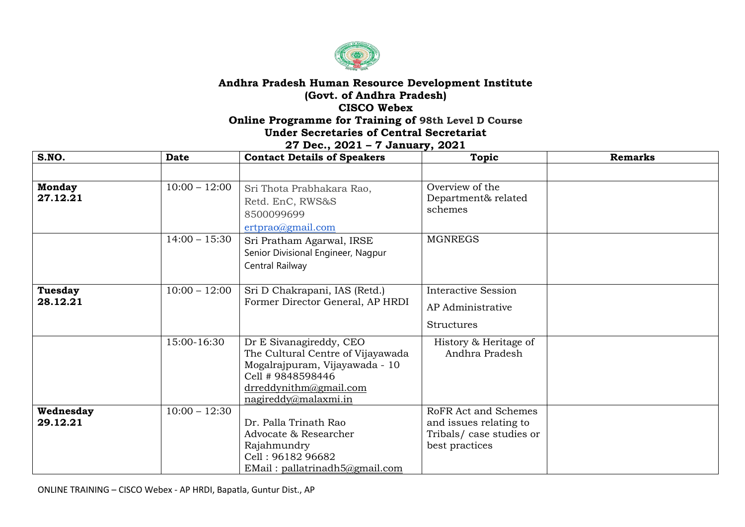**Andhra Pradesh Human Resource Development Institute**
**(Govt. of Andhra Pradesh)**
**CISCO Webex**
**Online Programme for Training of 98th Level D Course**
**Under Secretaries of Central Secretariat**
**27 Dec., 2021 – 7 January, 2021**

| S.NO. | Date | Contact Details of Speakers | Topic | Remarks |
|---|---|---|---|---|
| | | | | |
| **Monday 27.12.21** | 10:00 – 12:00 | Sri Thota Prabhakara Rao, Retd. EnC, RWS&S 8500099699 ertprao@gmail.com | Overview of the Department& related schemes | |
| | 14:00 – 15:30 | Sri Pratham Agarwal, IRSE Senior Divisional Engineer, Nagpur Central Railway | MGNREGS | |
| **Tuesday 28.12.21** | 10:00 – 12:00 | Sri D Chakrapani, IAS (Retd.) Former Director General, AP HRDI | Interactive Session AP Administrative Structures | |
| | 15:00-16:30 | Dr E Sivanagireddy, CEO The Cultural Centre of Vijayawada Mogalrajpuram, Vijayawada - 10 Cell # 9848598446 drreddynithm@gmail.com nagireddy@malaxmi.in | History & Heritage of Andhra Pradesh | |
| **Wednesday 29.12.21** | 10:00 – 12:30 | Dr. Palla Trinath Rao Advocate & Researcher Rajahmundry Cell : 96182 96682 EMail : pallatrinadh5@gmail.com | RoFR Act and Schemes and issues relating to Tribals/ case studies or best practices | |

ONLINE TRAINING – CISCO Webex - AP HRDI, Bapatla, Guntur Dist., AP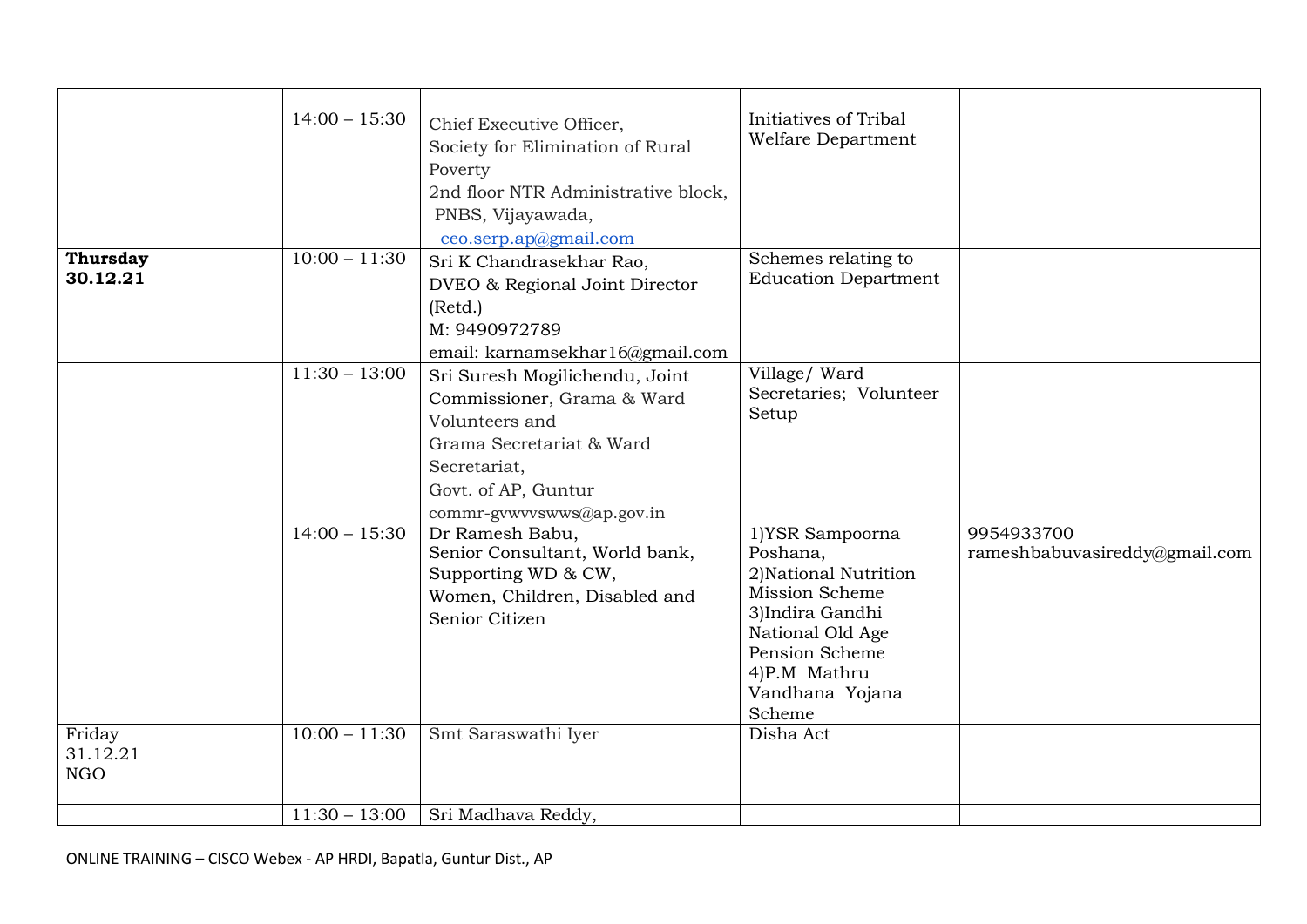|  |  |  |  |  |
|---|---|---|---|---|
|  | 14:00 – 15:30 | Chief Executive Officer,<br>Society for Elimination of Rural Poverty<br>2nd floor NTR Administrative block, PNBS, Vijayawada,<br>ceo.serp.ap@gmail.com | Initiatives of Tribal Welfare Department |  |
| **Thursday 30.12.21** | 10:00 – 11:30 | Sri K Chandrasekhar Rao,<br>DVEO & Regional Joint Director (Retd.)<br>M: 9490972789<br>email: karnamsekhar16@gmail.com | Schemes relating to Education Department |  |
|  | 11:30 – 13:00 | Sri Suresh Mogilichendu, Joint Commissioner, Grama & Ward Volunteers and<br>Grama Secretariat & Ward Secretariat,<br>Govt. of AP, Guntur<br>commr-gvwvvswws@ap.gov.in | Village/ Ward Secretaries; Volunteer Setup |  |
|  | 14:00 – 15:30 | Dr Ramesh Babu,<br>Senior Consultant, World bank,<br>Supporting WD & CW,<br>Women, Children, Disabled and Senior Citizen | 1)YSR Sampoorna Poshana,<br>2)National Nutrition Mission Scheme<br>3)Indira Gandhi National Old Age Pension Scheme<br>4)P.M Mathru Vandhana Yojana Scheme | 9954933700<br>rameshbabuvasireddy@gmail.com |
| Friday<br>31.12.21<br>NGO | 10:00 – 11:30 | Smt Saraswathi Iyer | Disha Act |  |
|  | 11:30 – 13:00 | Sri Madhava Reddy, |  |  |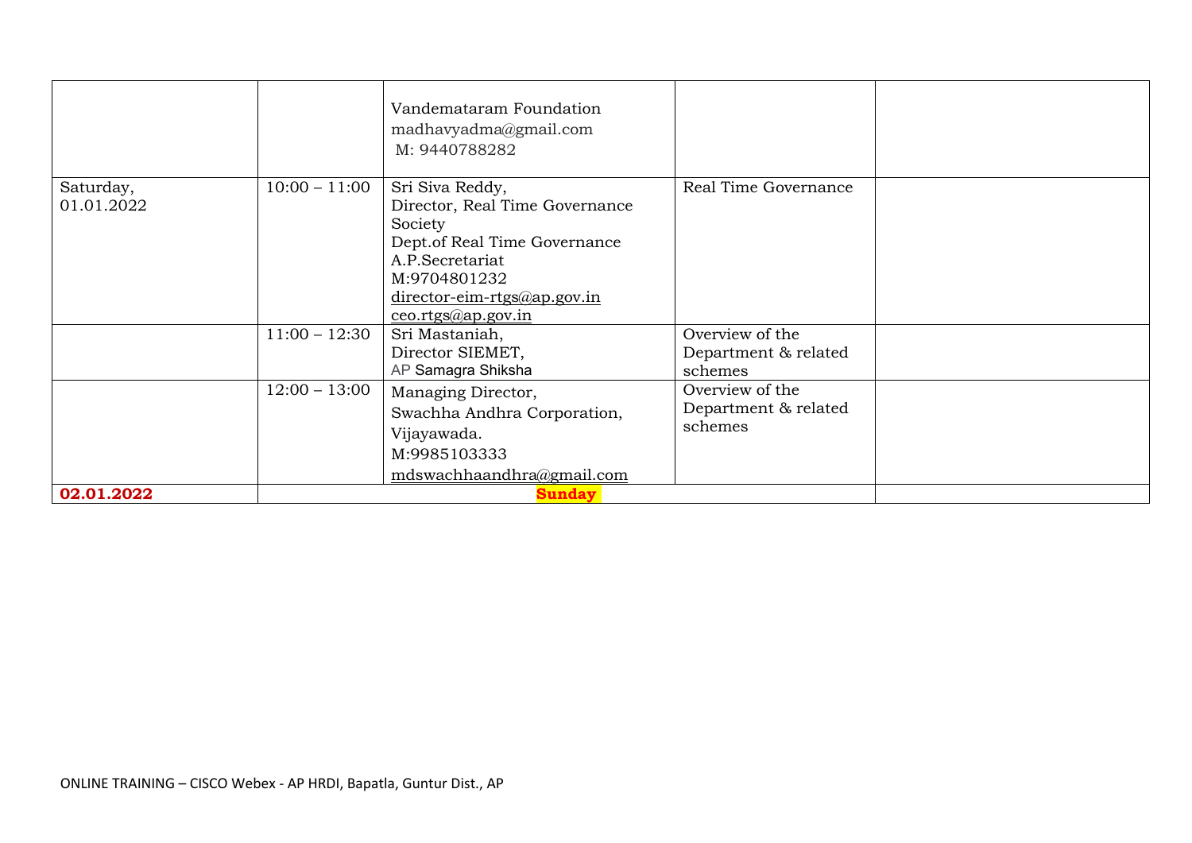| | | | | |
|---|---|---|---|---|
| | | Vandemataram Foundation<br>madhavyadma@gmail.com<br>M: 9440788282 | | |
| Saturday,<br>01.01.2022 | 10:00 – 11:00 | Sri Siva Reddy,<br>Director, Real Time Governance Society<br>Dept.of Real Time Governance<br>A.P.Secretariat<br>M:9704801232<br>director-eim-rtgs@ap.gov.in<br>ceo.rtgs@ap.gov.in | Real Time Governance | |
| | 11:00 – 12:30 | Sri Mastaniah,<br>Director SIEMET,<br>AP Samagra Shiksha | Overview of the Department & related schemes | |
| | 12:00 – 13:00 | Managing Director,<br>Swachha Andhra Corporation,<br>Vijayawada.<br>M:9985103333<br>mdswachhaandhra@gmail.com | Overview of the Department & related schemes | |
| **02.01.2022** | **Sunday** | | | |